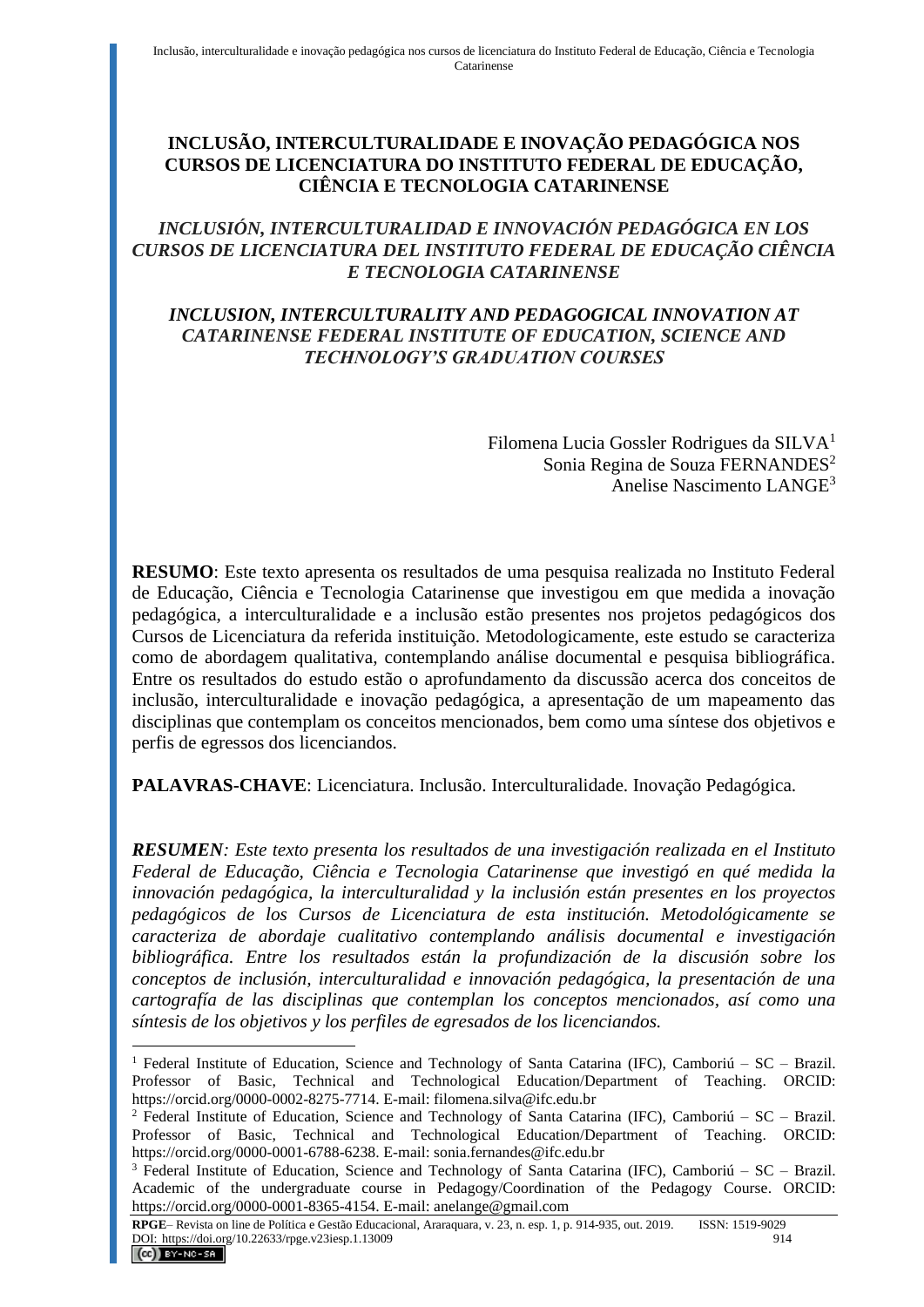# INCLUSÃO, INTERCULTURALIDADE E INOVAÇÃO PEDAGÓGICA NOS CURSOS DE LICENCIATURA DO INSTITUTO FEDERAL DE EDUCAÇÃO, CIÊNCIA E TECNOLOGIA CATARINENSE

## *INCLUSIÓN, INTERCULTURALIDAD E INNOVACIÓN PEDAGÓGICA EN LOS CURSOS DE LICENCIATURA DEL INSTITUTO FEDERAL DE EDUCAÇÃO CIÊNCIA E TECNOLOGIA CATARINENSE*

## *INCLUSION, INTERCULTURALITY AND PEDAGOGICAL INNOVATION AT CATARINENSE FEDERAL INSTITUTE OF EDUCATION, SCIENCE AND TECHNOLOGY'S GRADUATION COURSES*

Filomena Lucia Gossler Rodrigues da SILVA[1]
Sonia Regina de Souza FERNANDES[2]
Anelise Nascimento LANGE[3]

**RESUMO**: Este texto apresenta os resultados de uma pesquisa realizada no Instituto Federal de Educação, Ciência e Tecnologia Catarinense que investigou em que medida a inovação pedagógica, a interculturalidade e a inclusão estão presentes nos projetos pedagógicos dos Cursos de Licenciatura da referida instituição. Metodologicamente, este estudo se caracteriza como de abordagem qualitativa, contemplando análise documental e pesquisa bibliográfica. Entre os resultados do estudo estão o aprofundamento da discussão acerca dos conceitos de inclusão, interculturalidade e inovação pedagógica, a apresentação de um mapeamento das disciplinas que contemplam os conceitos mencionados, bem como uma síntese dos objetivos e perfis de egressos dos licenciandos.

**PALAVRAS-CHAVE**: Licenciatura. Inclusão. Interculturalidade. Inovação Pedagógica.

***RESUMEN***: *Este texto presenta los resultados de una investigación realizada en el Instituto Federal de Educação, Ciência e Tecnologia Catarinense que investigó en qué medida la innovación pedagógica, la interculturalidad y la inclusión están presentes en los proyectos pedagógicos de los Cursos de Licenciatura de esta institución. Metodológicamente se caracteriza de abordaje cualitativo contemplando análisis documental e investigación bibliográfica. Entre los resultados están la profundización de la discusión sobre los conceptos de inclusión, interculturalidad e innovación pedagógica, la presentación de una cartografía de las disciplinas que contemplan los conceptos mencionados, así como una síntesis de los objetivos y los perfiles de egresados de los licenciandos.*

---

[1] Federal Institute of Education, Science and Technology of Santa Catarina (IFC), Camboriú – SC – Brazil. Professor of Basic, Technical and Technological Education/Department of Teaching. ORCID: https://orcid.org/0000-0002-8275-7714. E-mail: filomena.silva@ifc.edu.br

[2] Federal Institute of Education, Science and Technology of Santa Catarina (IFC), Camboriú – SC – Brazil. Professor of Basic, Technical and Technological Education/Department of Teaching. ORCID: https://orcid.org/0000-0001-6788-6238. E-mail: sonia.fernandes@ifc.edu.br

[3] Federal Institute of Education, Science and Technology of Santa Catarina (IFC), Camboriú – SC – Brazil. Academic of the undergraduate course in Pedagogy/Coordination of the Pedagogy Course. ORCID: https://orcid.org/0000-0001-8365-4154. E-mail: anelange@gmail.com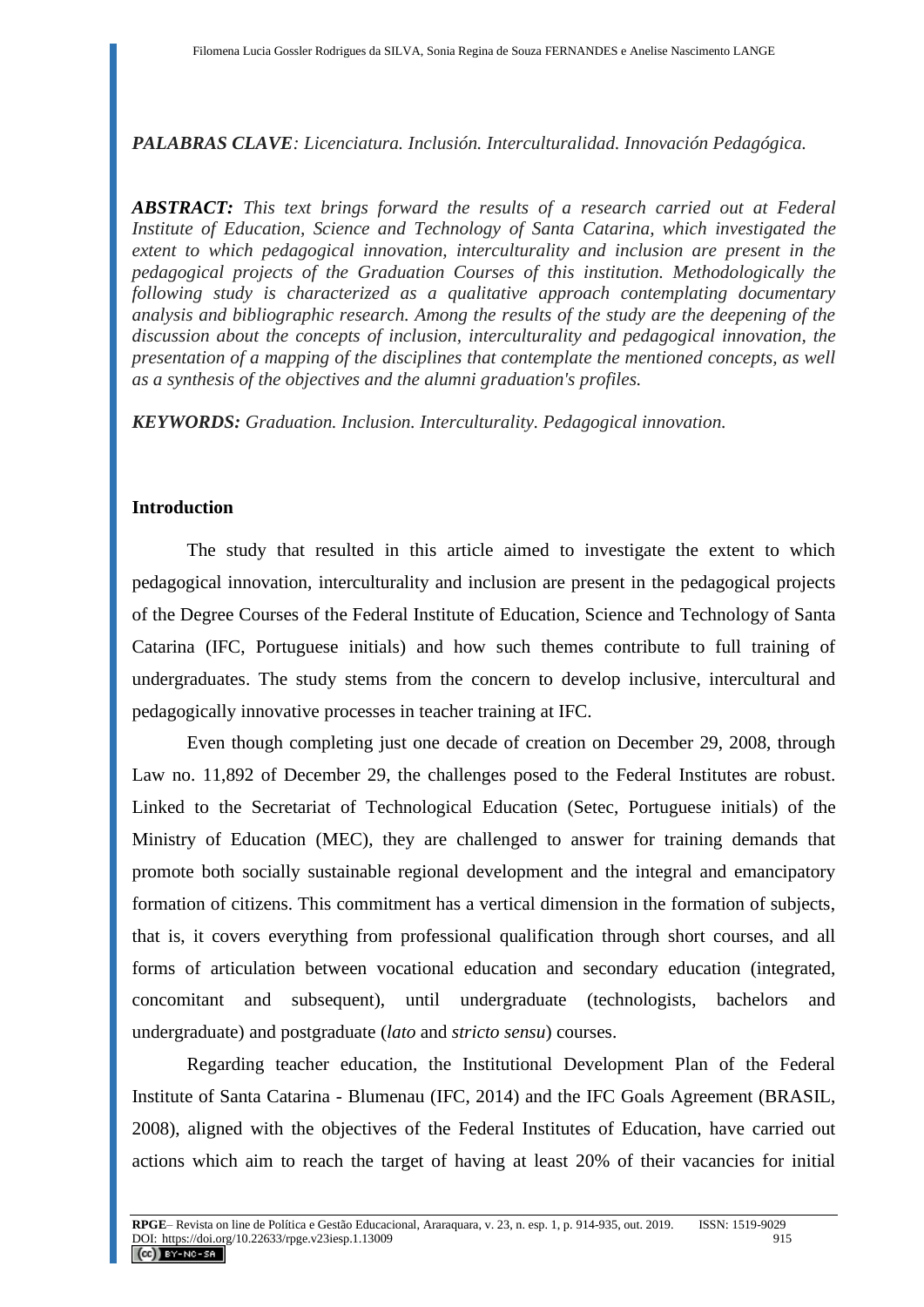***PALABRAS CLAVE****: Licenciatura. Inclusión. Interculturalidad. Innovación Pedagógica.*

***ABSTRACT:*** *This text brings forward the results of a research carried out at Federal Institute of Education, Science and Technology of Santa Catarina, which investigated the extent to which pedagogical innovation, interculturality and inclusion are present in the pedagogical projects of the Graduation Courses of this institution. Methodologically the following study is characterized as a qualitative approach contemplating documentary analysis and bibliographic research. Among the results of the study are the deepening of the discussion about the concepts of inclusion, interculturality and pedagogical innovation, the presentation of a mapping of the disciplines that contemplate the mentioned concepts, as well as a synthesis of the objectives and the alumni graduation's profiles.*

***KEYWORDS:*** *Graduation. Inclusion. Interculturality. Pedagogical innovation.*

## Introduction

The study that resulted in this article aimed to investigate the extent to which pedagogical innovation, interculturality and inclusion are present in the pedagogical projects of the Degree Courses of the Federal Institute of Education, Science and Technology of Santa Catarina (IFC, Portuguese initials) and how such themes contribute to full training of undergraduates. The study stems from the concern to develop inclusive, intercultural and pedagogically innovative processes in teacher training at IFC.

Even though completing just one decade of creation on December 29, 2008, through Law no. 11,892 of December 29, the challenges posed to the Federal Institutes are robust. Linked to the Secretariat of Technological Education (Setec, Portuguese initials) of the Ministry of Education (MEC), they are challenged to answer for training demands that promote both socially sustainable regional development and the integral and emancipatory formation of citizens. This commitment has a vertical dimension in the formation of subjects, that is, it covers everything from professional qualification through short courses, and all forms of articulation between vocational education and secondary education (integrated, concomitant and subsequent), until undergraduate (technologists, bachelors and undergraduate) and postgraduate (*lato* and *stricto sensu*) courses.

Regarding teacher education, the Institutional Development Plan of the Federal Institute of Santa Catarina - Blumenau (IFC, 2014) and the IFC Goals Agreement (BRASIL, 2008), aligned with the objectives of the Federal Institutes of Education, have carried out actions which aim to reach the target of having at least 20% of their vacancies for initial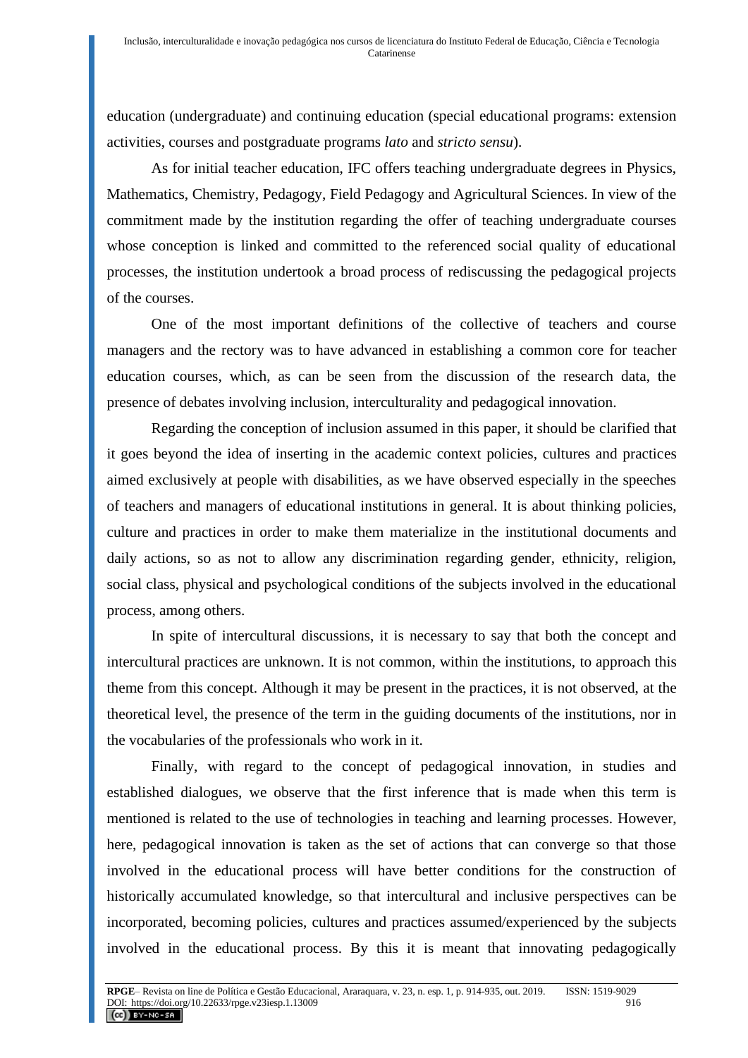education (undergraduate) and continuing education (special educational programs: extension activities, courses and postgraduate programs *lato* and *stricto sensu*).

As for initial teacher education, IFC offers teaching undergraduate degrees in Physics, Mathematics, Chemistry, Pedagogy, Field Pedagogy and Agricultural Sciences. In view of the commitment made by the institution regarding the offer of teaching undergraduate courses whose conception is linked and committed to the referenced social quality of educational processes, the institution undertook a broad process of rediscussing the pedagogical projects of the courses.

One of the most important definitions of the collective of teachers and course managers and the rectory was to have advanced in establishing a common core for teacher education courses, which, as can be seen from the discussion of the research data, the presence of debates involving inclusion, interculturality and pedagogical innovation.

Regarding the conception of inclusion assumed in this paper, it should be clarified that it goes beyond the idea of inserting in the academic context policies, cultures and practices aimed exclusively at people with disabilities, as we have observed especially in the speeches of teachers and managers of educational institutions in general. It is about thinking policies, culture and practices in order to make them materialize in the institutional documents and daily actions, so as not to allow any discrimination regarding gender, ethnicity, religion, social class, physical and psychological conditions of the subjects involved in the educational process, among others.

In spite of intercultural discussions, it is necessary to say that both the concept and intercultural practices are unknown. It is not common, within the institutions, to approach this theme from this concept. Although it may be present in the practices, it is not observed, at the theoretical level, the presence of the term in the guiding documents of the institutions, nor in the vocabularies of the professionals who work in it.

Finally, with regard to the concept of pedagogical innovation, in studies and established dialogues, we observe that the first inference that is made when this term is mentioned is related to the use of technologies in teaching and learning processes. However, here, pedagogical innovation is taken as the set of actions that can converge so that those involved in the educational process will have better conditions for the construction of historically accumulated knowledge, so that intercultural and inclusive perspectives can be incorporated, becoming policies, cultures and practices assumed/experienced by the subjects involved in the educational process. By this it is meant that innovating pedagogically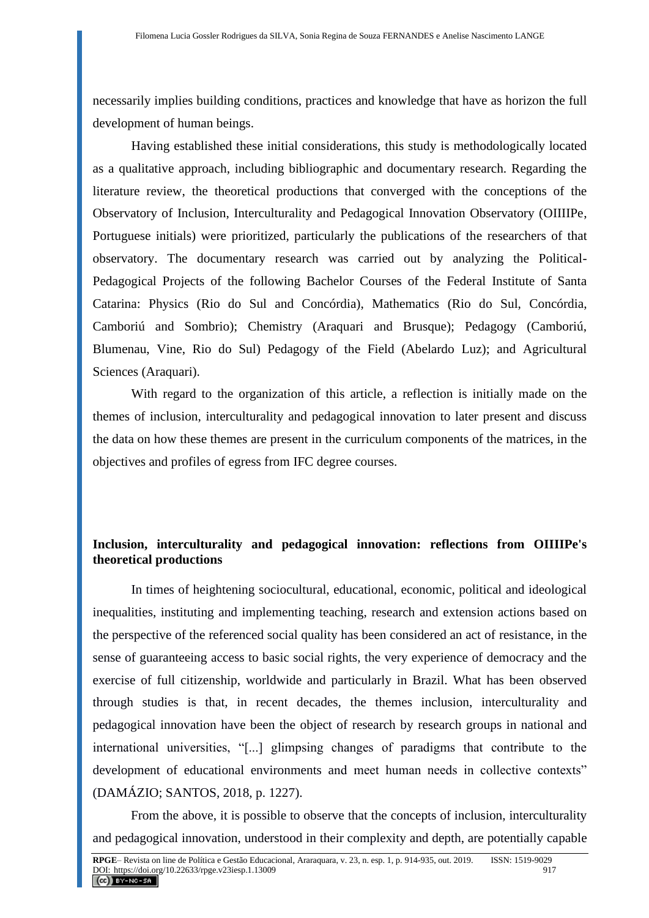necessarily implies building conditions, practices and knowledge that have as horizon the full development of human beings.

Having established these initial considerations, this study is methodologically located as a qualitative approach, including bibliographic and documentary research. Regarding the literature review, the theoretical productions that converged with the conceptions of the Observatory of Inclusion, Interculturality and Pedagogical Innovation Observatory (OIIIIPe, Portuguese initials) were prioritized, particularly the publications of the researchers of that observatory. The documentary research was carried out by analyzing the Political-Pedagogical Projects of the following Bachelor Courses of the Federal Institute of Santa Catarina: Physics (Rio do Sul and Concórdia), Mathematics (Rio do Sul, Concórdia, Camboriú and Sombrio); Chemistry (Araquari and Brusque); Pedagogy (Camboriú, Blumenau, Vine, Rio do Sul) Pedagogy of the Field (Abelardo Luz); and Agricultural Sciences (Araquari).

With regard to the organization of this article, a reflection is initially made on the themes of inclusion, interculturality and pedagogical innovation to later present and discuss the data on how these themes are present in the curriculum components of the matrices, in the objectives and profiles of egress from IFC degree courses.

## Inclusion, interculturality and pedagogical innovation: reflections from OIIIIPe's theoretical productions

In times of heightening sociocultural, educational, economic, political and ideological inequalities, instituting and implementing teaching, research and extension actions based on the perspective of the referenced social quality has been considered an act of resistance, in the sense of guaranteeing access to basic social rights, the very experience of democracy and the exercise of full citizenship, worldwide and particularly in Brazil. What has been observed through studies is that, in recent decades, the themes inclusion, interculturality and pedagogical innovation have been the object of research by research groups in national and international universities, "[...] glimpsing changes of paradigms that contribute to the development of educational environments and meet human needs in collective contexts" (DAMÁZIO; SANTOS, 2018, p. 1227).

From the above, it is possible to observe that the concepts of inclusion, interculturality and pedagogical innovation, understood in their complexity and depth, are potentially capable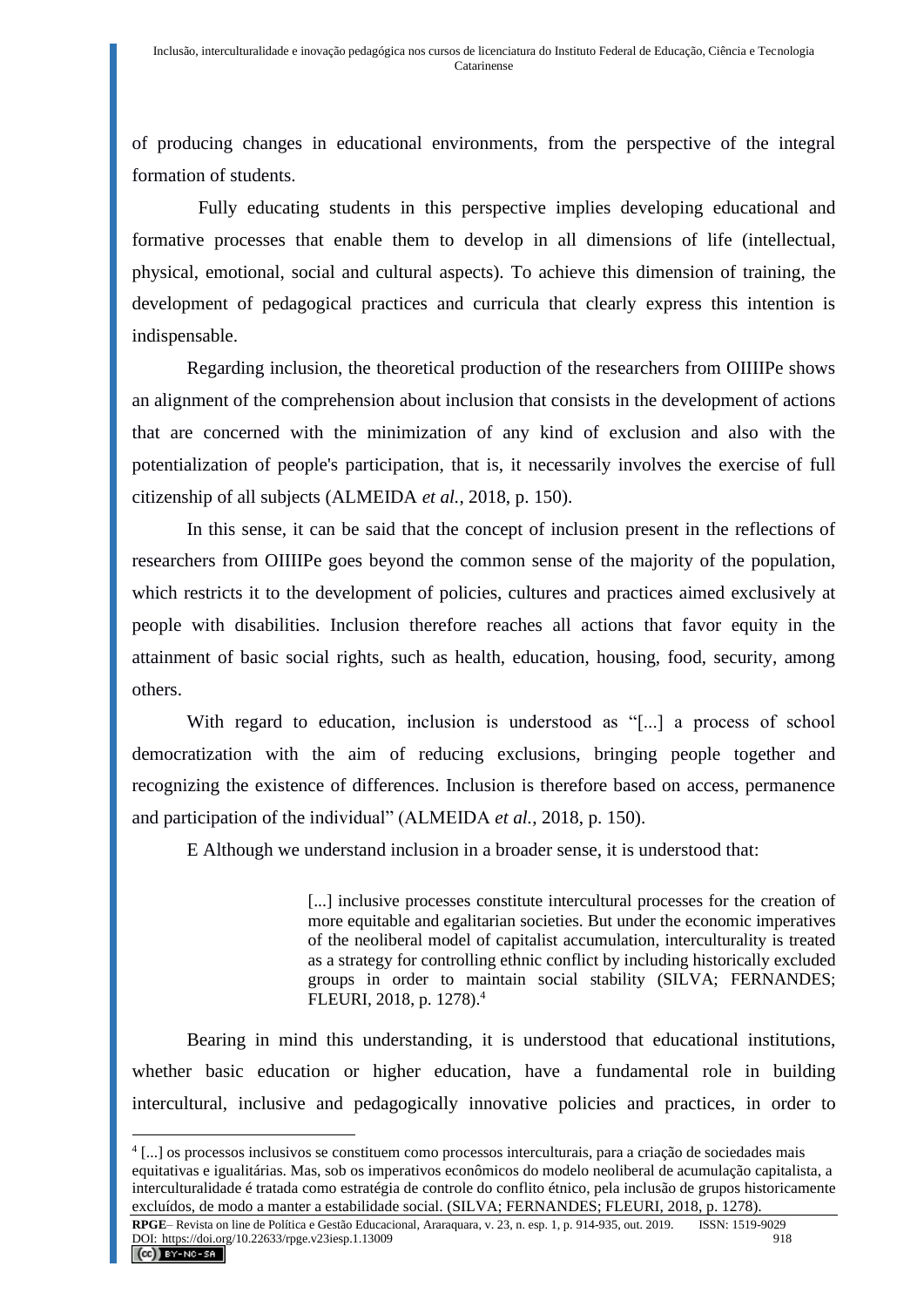of producing changes in educational environments, from the perspective of the integral formation of students.

Fully educating students in this perspective implies developing educational and formative processes that enable them to develop in all dimensions of life (intellectual, physical, emotional, social and cultural aspects). To achieve this dimension of training, the development of pedagogical practices and curricula that clearly express this intention is indispensable.

Regarding inclusion, the theoretical production of the researchers from OIIIIPe shows an alignment of the comprehension about inclusion that consists in the development of actions that are concerned with the minimization of any kind of exclusion and also with the potentialization of people's participation, that is, it necessarily involves the exercise of full citizenship of all subjects (ALMEIDA *et al.*, 2018, p. 150).

In this sense, it can be said that the concept of inclusion present in the reflections of researchers from OIIIIPe goes beyond the common sense of the majority of the population, which restricts it to the development of policies, cultures and practices aimed exclusively at people with disabilities. Inclusion therefore reaches all actions that favor equity in the attainment of basic social rights, such as health, education, housing, food, security, among others.

With regard to education, inclusion is understood as "[...] a process of school democratization with the aim of reducing exclusions, bringing people together and recognizing the existence of differences. Inclusion is therefore based on access, permanence and participation of the individual" (ALMEIDA *et al.*, 2018, p. 150).

E Although we understand inclusion in a broader sense, it is understood that:

> [...] inclusive processes constitute intercultural processes for the creation of more equitable and egalitarian societies. But under the economic imperatives of the neoliberal model of capitalist accumulation, interculturality is treated as a strategy for controlling ethnic conflict by including historically excluded groups in order to maintain social stability (SILVA; FERNANDES; FLEURI, 2018, p. 1278).[4]

Bearing in mind this understanding, it is understood that educational institutions, whether basic education or higher education, have a fundamental role in building intercultural, inclusive and pedagogically innovative policies and practices, in order to

---

[4] [...] os processos inclusivos se constituem como processos interculturais, para a criação de sociedades mais equitativas e igualitárias. Mas, sob os imperativos econômicos do modelo neoliberal de acumulação capitalista, a interculturalidade é tratada como estratégia de controle do conflito étnico, pela inclusão de grupos historicamente excluídos, de modo a manter a estabilidade social. (SILVA; FERNANDES; FLEURI, 2018, p. 1278).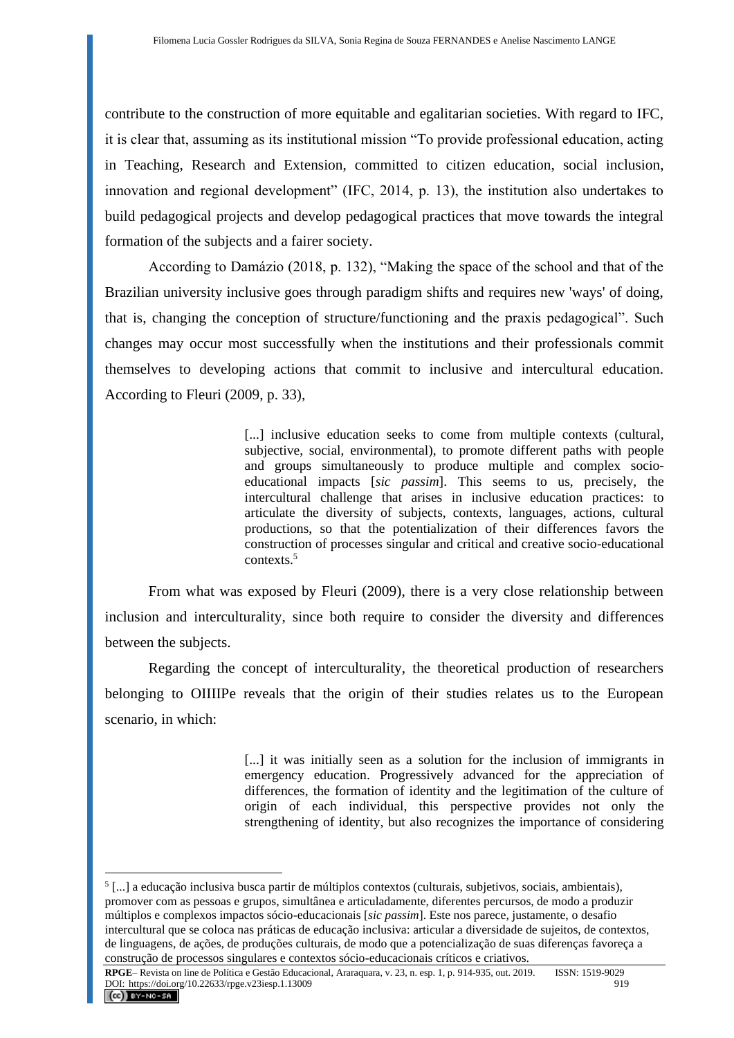contribute to the construction of more equitable and egalitarian societies. With regard to IFC, it is clear that, assuming as its institutional mission "To provide professional education, acting in Teaching, Research and Extension, committed to citizen education, social inclusion, innovation and regional development" (IFC, 2014, p. 13), the institution also undertakes to build pedagogical projects and develop pedagogical practices that move towards the integral formation of the subjects and a fairer society.

According to Damázio (2018, p. 132), "Making the space of the school and that of the Brazilian university inclusive goes through paradigm shifts and requires new 'ways' of doing, that is, changing the conception of structure/functioning and the praxis pedagogical". Such changes may occur most successfully when the institutions and their professionals commit themselves to developing actions that commit to inclusive and intercultural education. According to Fleuri (2009, p. 33),

> [...] inclusive education seeks to come from multiple contexts (cultural, subjective, social, environmental), to promote different paths with people and groups simultaneously to produce multiple and complex socio-educational impacts [*sic passim*]. This seems to us, precisely, the intercultural challenge that arises in inclusive education practices: to articulate the diversity of subjects, contexts, languages, actions, cultural productions, so that the potentialization of their differences favors the construction of processes singular and critical and creative socio-educational contexts.[5]

From what was exposed by Fleuri (2009), there is a very close relationship between inclusion and interculturality, since both require to consider the diversity and differences between the subjects.

Regarding the concept of interculturality, the theoretical production of researchers belonging to OIIIIPe reveals that the origin of their studies relates us to the European scenario, in which:

> [...] it was initially seen as a solution for the inclusion of immigrants in emergency education. Progressively advanced for the appreciation of differences, the formation of identity and the legitimation of the culture of origin of each individual, this perspective provides not only the strengthening of identity, but also recognizes the importance of considering

---

[5] [...] a educação inclusiva busca partir de múltiplos contextos (culturais, subjetivos, sociais, ambientais), promover com as pessoas e grupos, simultânea e articuladamente, diferentes percursos, de modo a produzir múltiplos e complexos impactos sócio-educacionais [*sic passim*]. Este nos parece, justamente, o desafio intercultural que se coloca nas práticas de educação inclusiva: articular a diversidade de sujeitos, de contextos, de linguagens, de ações, de produções culturais, de modo que a potencialização de suas diferenças favoreça a construção de processos singulares e contextos sócio-educacionais críticos e criativos.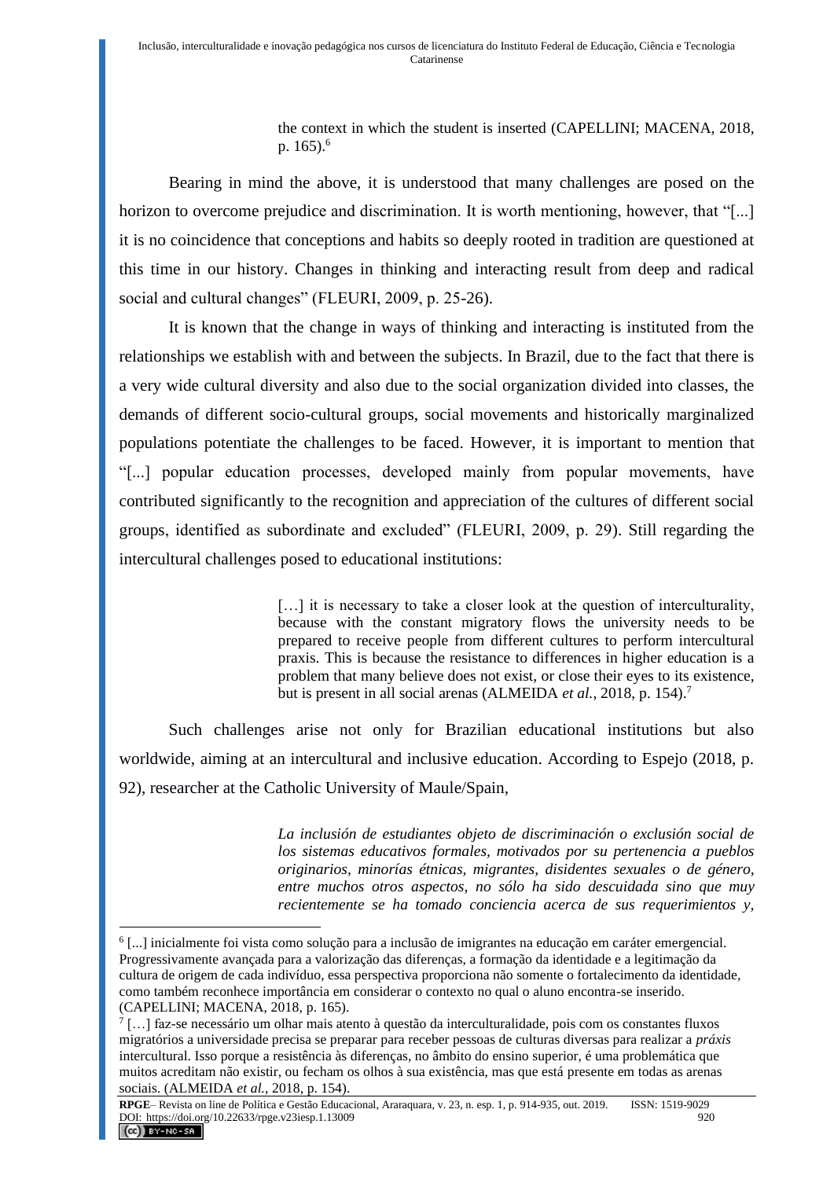> the context in which the student is inserted (CAPELLINI; MACENA, 2018, p. 165).[6]

Bearing in mind the above, it is understood that many challenges are posed on the horizon to overcome prejudice and discrimination. It is worth mentioning, however, that "[...] it is no coincidence that conceptions and habits so deeply rooted in tradition are questioned at this time in our history. Changes in thinking and interacting result from deep and radical social and cultural changes" (FLEURI, 2009, p. 25-26).

It is known that the change in ways of thinking and interacting is instituted from the relationships we establish with and between the subjects. In Brazil, due to the fact that there is a very wide cultural diversity and also due to the social organization divided into classes, the demands of different socio-cultural groups, social movements and historically marginalized populations potentiate the challenges to be faced. However, it is important to mention that "[...] popular education processes, developed mainly from popular movements, have contributed significantly to the recognition and appreciation of the cultures of different social groups, identified as subordinate and excluded" (FLEURI, 2009, p. 29). Still regarding the intercultural challenges posed to educational institutions:

> […] it is necessary to take a closer look at the question of interculturality, because with the constant migratory flows the university needs to be prepared to receive people from different cultures to perform intercultural praxis. This is because the resistance to differences in higher education is a problem that many believe does not exist, or close their eyes to its existence, but is present in all social arenas (ALMEIDA *et al.*, 2018, p. 154).[7]

Such challenges arise not only for Brazilian educational institutions but also worldwide, aiming at an intercultural and inclusive education. According to Espejo (2018, p. 92), researcher at the Catholic University of Maule/Spain,

> *La inclusión de estudiantes objeto de discriminación o exclusión social de los sistemas educativos formales, motivados por su pertenencia a pueblos originarios, minorías étnicas, migrantes, disidentes sexuales o de género, entre muchos otros aspectos, no sólo ha sido descuidada sino que muy recientemente se ha tomado conciencia acerca de sus requerimientos y,*

---

[6] [...] inicialmente foi vista como solução para a inclusão de imigrantes na educação em caráter emergencial. Progressivamente avançada para a valorização das diferenças, a formação da identidade e a legitimação da cultura de origem de cada indivíduo, essa perspectiva proporciona não somente o fortalecimento da identidade, como também reconhece importância em considerar o contexto no qual o aluno encontra-se inserido. (CAPELLINI; MACENA, 2018, p. 165).

[7] […] faz-se necessário um olhar mais atento à questão da interculturalidade, pois com os constantes fluxos migratórios a universidade precisa se preparar para receber pessoas de culturas diversas para realizar a *práxis* intercultural. Isso porque a resistência às diferenças, no âmbito do ensino superior, é uma problemática que muitos acreditam não existir, ou fecham os olhos à sua existência, mas que está presente em todas as arenas sociais. (ALMEIDA *et al.*, 2018, p. 154).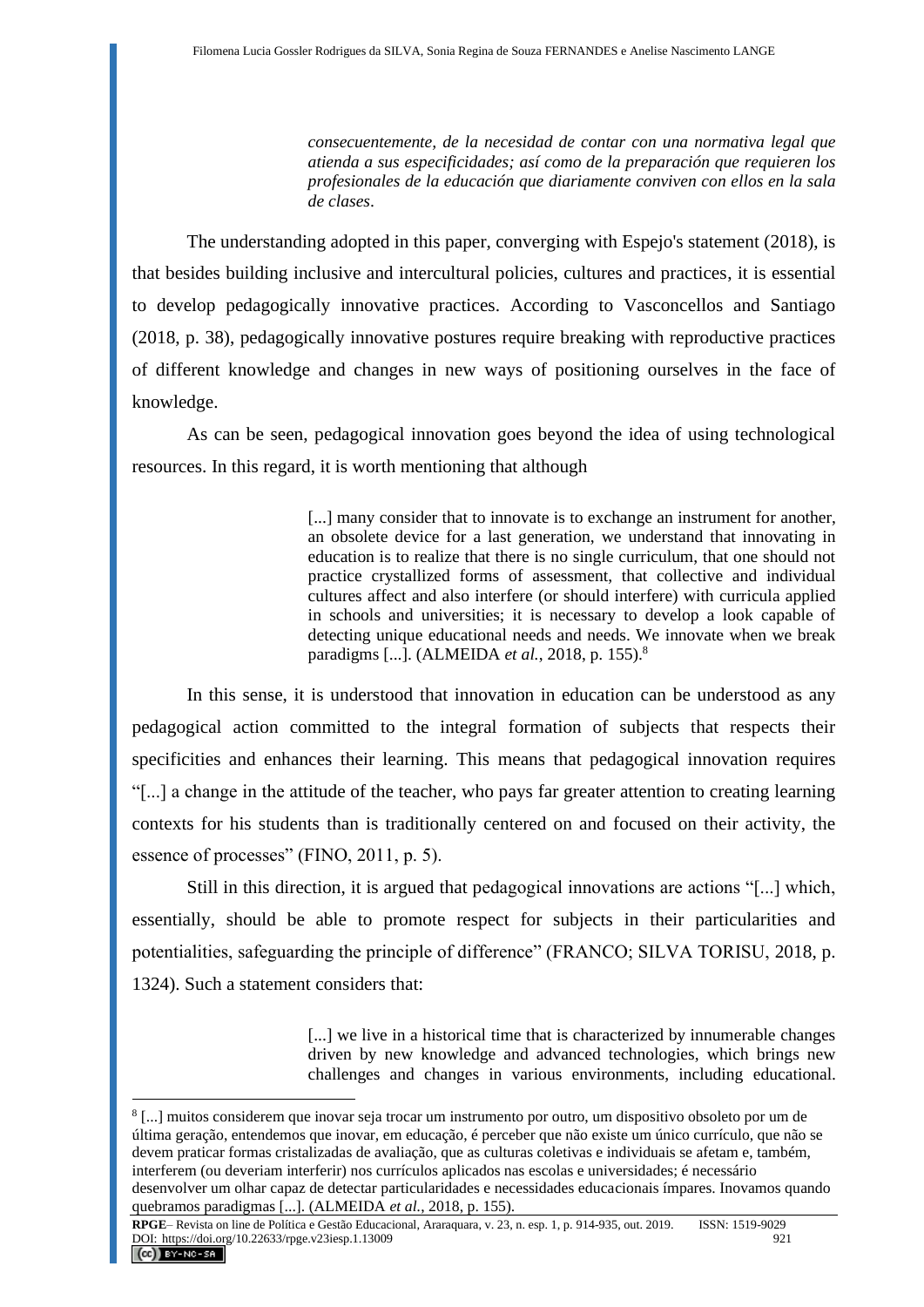> *consecuentemente, de la necesidad de contar con una normativa legal que atienda a sus especificidades; así como de la preparación que requieren los profesionales de la educación que diariamente conviven con ellos en la sala de clases*.

The understanding adopted in this paper, converging with Espejo's statement (2018), is that besides building inclusive and intercultural policies, cultures and practices, it is essential to develop pedagogically innovative practices. According to Vasconcellos and Santiago (2018, p. 38), pedagogically innovative postures require breaking with reproductive practices of different knowledge and changes in new ways of positioning ourselves in the face of knowledge.

As can be seen, pedagogical innovation goes beyond the idea of using technological resources. In this regard, it is worth mentioning that although

> [...] many consider that to innovate is to exchange an instrument for another, an obsolete device for a last generation, we understand that innovating in education is to realize that there is no single curriculum, that one should not practice crystallized forms of assessment, that collective and individual cultures affect and also interfere (or should interfere) with curricula applied in schools and universities; it is necessary to develop a look capable of detecting unique educational needs and needs. We innovate when we break paradigms [...]. (ALMEIDA *et al.*, 2018, p. 155).[8]

In this sense, it is understood that innovation in education can be understood as any pedagogical action committed to the integral formation of subjects that respects their specificities and enhances their learning. This means that pedagogical innovation requires "[...] a change in the attitude of the teacher, who pays far greater attention to creating learning contexts for his students than is traditionally centered on and focused on their activity, the essence of processes" (FINO, 2011, p. 5).

Still in this direction, it is argued that pedagogical innovations are actions "[...] which, essentially, should be able to promote respect for subjects in their particularities and potentialities, safeguarding the principle of difference" (FRANCO; SILVA TORISU, 2018, p. 1324). Such a statement considers that:

> [...] we live in a historical time that is characterized by innumerable changes driven by new knowledge and advanced technologies, which brings new challenges and changes in various environments, including educational.

[8] [...] muitos considerem que inovar seja trocar um instrumento por outro, um dispositivo obsoleto por um de última geração, entendemos que inovar, em educação, é perceber que não existe um único currículo, que não se devem praticar formas cristalizadas de avaliação, que as culturas coletivas e individuais se afetam e, também, interferem (ou deveriam interferir) nos currículos aplicados nas escolas e universidades; é necessário desenvolver um olhar capaz de detectar particularidades e necessidades educacionais ímpares. Inovamos quando quebramos paradigmas [...]. (ALMEIDA *et al.*, 2018, p. 155).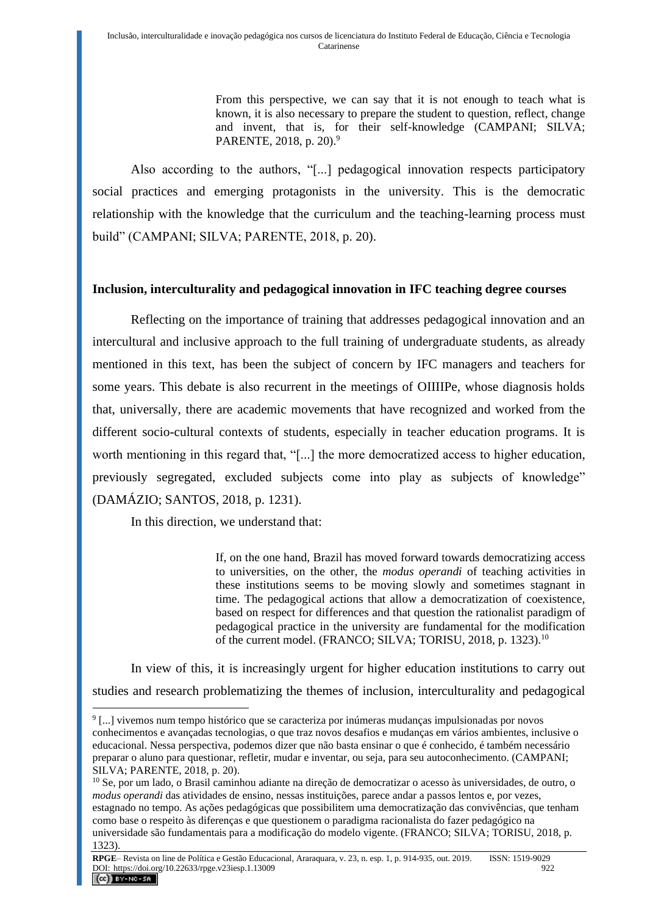> From this perspective, we can say that it is not enough to teach what is known, it is also necessary to prepare the student to question, reflect, change and invent, that is, for their self-knowledge (CAMPANI; SILVA; PARENTE, 2018, p. 20).[9]

Also according to the authors, "[...] pedagogical innovation respects participatory social practices and emerging protagonists in the university. This is the democratic relationship with the knowledge that the curriculum and the teaching-learning process must build" (CAMPANI; SILVA; PARENTE, 2018, p. 20).

## Inclusion, interculturality and pedagogical innovation in IFC teaching degree courses

Reflecting on the importance of training that addresses pedagogical innovation and an intercultural and inclusive approach to the full training of undergraduate students, as already mentioned in this text, has been the subject of concern by IFC managers and teachers for some years. This debate is also recurrent in the meetings of OIIIIPe, whose diagnosis holds that, universally, there are academic movements that have recognized and worked from the different socio-cultural contexts of students, especially in teacher education programs. It is worth mentioning in this regard that, "[...] the more democratized access to higher education, previously segregated, excluded subjects come into play as subjects of knowledge" (DAMÁZIO; SANTOS, 2018, p. 1231).

In this direction, we understand that:

> If, on the one hand, Brazil has moved forward towards democratizing access to universities, on the other, the *modus operandi* of teaching activities in these institutions seems to be moving slowly and sometimes stagnant in time. The pedagogical actions that allow a democratization of coexistence, based on respect for differences and that question the rationalist paradigm of pedagogical practice in the university are fundamental for the modification of the current model. (FRANCO; SILVA; TORISU, 2018, p. 1323).[10]

In view of this, it is increasingly urgent for higher education institutions to carry out studies and research problematizing the themes of inclusion, interculturality and pedagogical

---

[9] [...] vivemos num tempo histórico que se caracteriza por inúmeras mudanças impulsionadas por novos conhecimentos e avançadas tecnologias, o que traz novos desafios e mudanças em vários ambientes, inclusive o educacional. Nessa perspectiva, podemos dizer que não basta ensinar o que é conhecido, é também necessário preparar o aluno para questionar, refletir, mudar e inventar, ou seja, para seu autoconhecimento. (CAMPANI; SILVA; PARENTE, 2018, p. 20).

[10] Se, por um lado, o Brasil caminhou adiante na direção de democratizar o acesso às universidades, de outro, o *modus operandi* das atividades de ensino, nessas instituições, parece andar a passos lentos e, por vezes, estagnado no tempo. As ações pedagógicas que possibilitem uma democratização das convivências, que tenham como base o respeito às diferenças e que questionem o paradigma racionalista do fazer pedagógico na universidade são fundamentais para a modificação do modelo vigente. (FRANCO; SILVA; TORISU, 2018, p. 1323).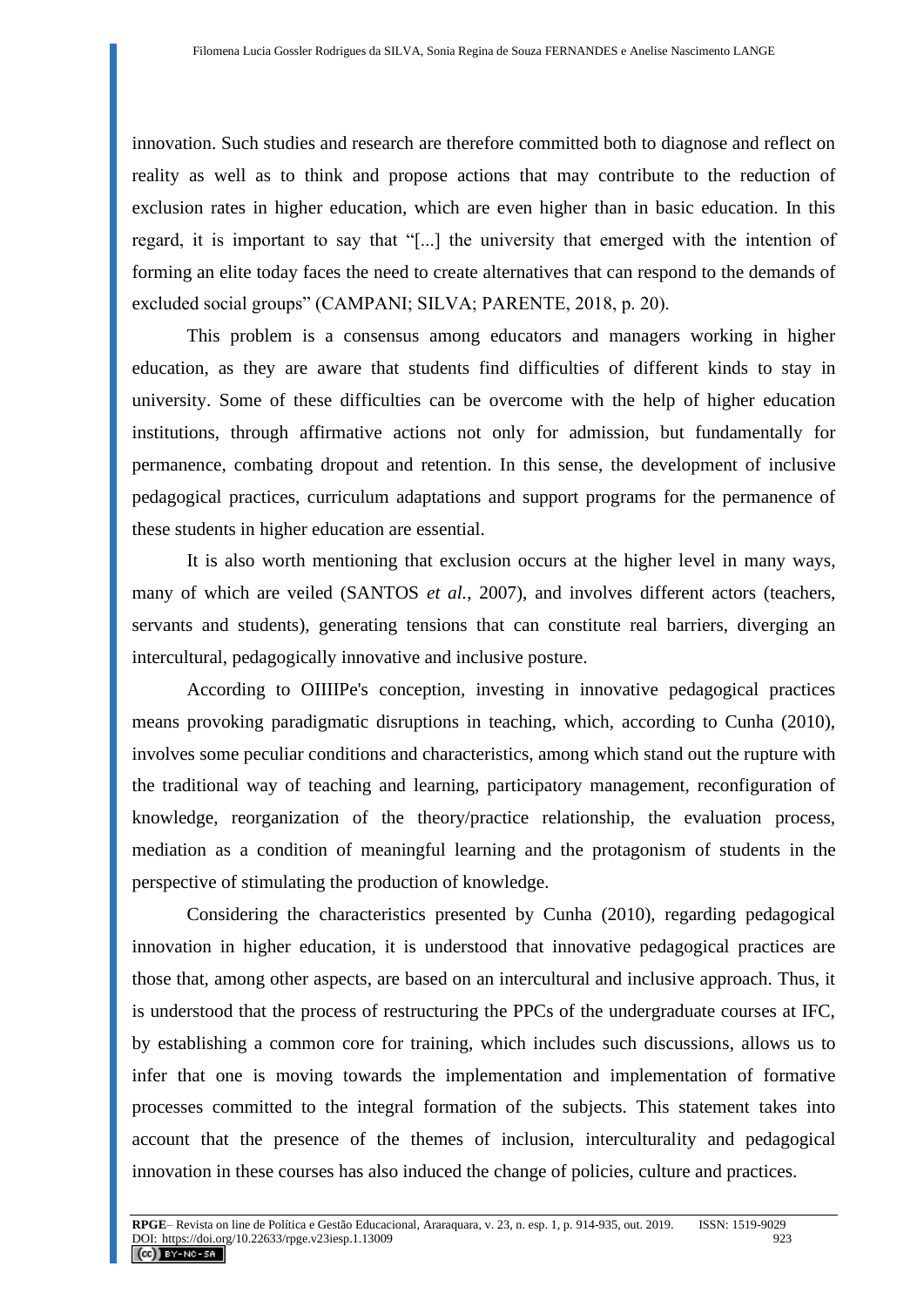innovation. Such studies and research are therefore committed both to diagnose and reflect on reality as well as to think and propose actions that may contribute to the reduction of exclusion rates in higher education, which are even higher than in basic education. In this regard, it is important to say that "[...] the university that emerged with the intention of forming an elite today faces the need to create alternatives that can respond to the demands of excluded social groups" (CAMPANI; SILVA; PARENTE, 2018, p. 20).

This problem is a consensus among educators and managers working in higher education, as they are aware that students find difficulties of different kinds to stay in university. Some of these difficulties can be overcome with the help of higher education institutions, through affirmative actions not only for admission, but fundamentally for permanence, combating dropout and retention. In this sense, the development of inclusive pedagogical practices, curriculum adaptations and support programs for the permanence of these students in higher education are essential.

It is also worth mentioning that exclusion occurs at the higher level in many ways, many of which are veiled (SANTOS *et al.*, 2007), and involves different actors (teachers, servants and students), generating tensions that can constitute real barriers, diverging an intercultural, pedagogically innovative and inclusive posture.

According to OIIIIPe's conception, investing in innovative pedagogical practices means provoking paradigmatic disruptions in teaching, which, according to Cunha (2010), involves some peculiar conditions and characteristics, among which stand out the rupture with the traditional way of teaching and learning, participatory management, reconfiguration of knowledge, reorganization of the theory/practice relationship, the evaluation process, mediation as a condition of meaningful learning and the protagonism of students in the perspective of stimulating the production of knowledge.

Considering the characteristics presented by Cunha (2010), regarding pedagogical innovation in higher education, it is understood that innovative pedagogical practices are those that, among other aspects, are based on an intercultural and inclusive approach. Thus, it is understood that the process of restructuring the PPCs of the undergraduate courses at IFC, by establishing a common core for training, which includes such discussions, allows us to infer that one is moving towards the implementation and implementation of formative processes committed to the integral formation of the subjects. This statement takes into account that the presence of the themes of inclusion, interculturality and pedagogical innovation in these courses has also induced the change of policies, culture and practices.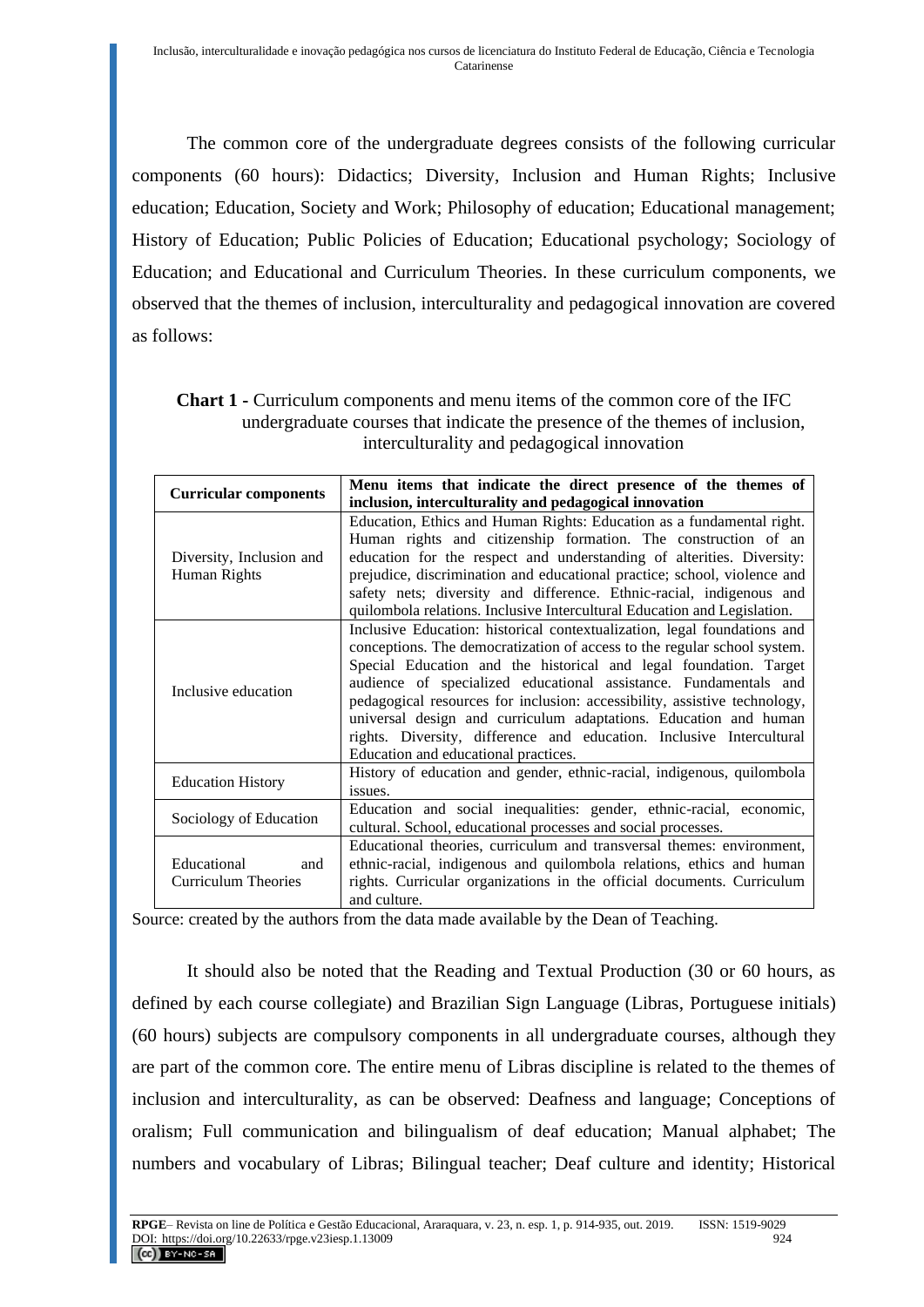The common core of the undergraduate degrees consists of the following curricular components (60 hours): Didactics; Diversity, Inclusion and Human Rights; Inclusive education; Education, Society and Work; Philosophy of education; Educational management; History of Education; Public Policies of Education; Educational psychology; Sociology of Education; and Educational and Curriculum Theories. In these curriculum components, we observed that the themes of inclusion, interculturality and pedagogical innovation are covered as follows:

**Chart 1 -** Curriculum components and menu items of the common core of the IFC undergraduate courses that indicate the presence of the themes of inclusion, interculturality and pedagogical innovation

| **Curricular components** | **Menu items that indicate the direct presence of the themes of inclusion, interculturality and pedagogical innovation** |
|---|---|
| Diversity, Inclusion and Human Rights | Education, Ethics and Human Rights: Education as a fundamental right. Human rights and citizenship formation. The construction of an education for the respect and understanding of alterities. Diversity: prejudice, discrimination and educational practice; school, violence and safety nets; diversity and difference. Ethnic-racial, indigenous and quilombola relations. Inclusive Intercultural Education and Legislation. |
| Inclusive education | Inclusive Education: historical contextualization, legal foundations and conceptions. The democratization of access to the regular school system. Special Education and the historical and legal foundation. Target audience of specialized educational assistance. Fundamentals and pedagogical resources for inclusion: accessibility, assistive technology, universal design and curriculum adaptations. Education and human rights. Diversity, difference and education. Inclusive Intercultural Education and educational practices. |
| Education History | History of education and gender, ethnic-racial, indigenous, quilombola issues. |
| Sociology of Education | Education and social inequalities: gender, ethnic-racial, economic, cultural. School, educational processes and social processes. |
| Educational and Curriculum Theories | Educational theories, curriculum and transversal themes: environment, ethnic-racial, indigenous and quilombola relations, ethics and human rights. Curricular organizations in the official documents. Curriculum and culture. |

Source: created by the authors from the data made available by the Dean of Teaching.

It should also be noted that the Reading and Textual Production (30 or 60 hours, as defined by each course collegiate) and Brazilian Sign Language (Libras, Portuguese initials) (60 hours) subjects are compulsory components in all undergraduate courses, although they are part of the common core. The entire menu of Libras discipline is related to the themes of inclusion and interculturality, as can be observed: Deafness and language; Conceptions of oralism; Full communication and bilingualism of deaf education; Manual alphabet; The numbers and vocabulary of Libras; Bilingual teacher; Deaf culture and identity; Historical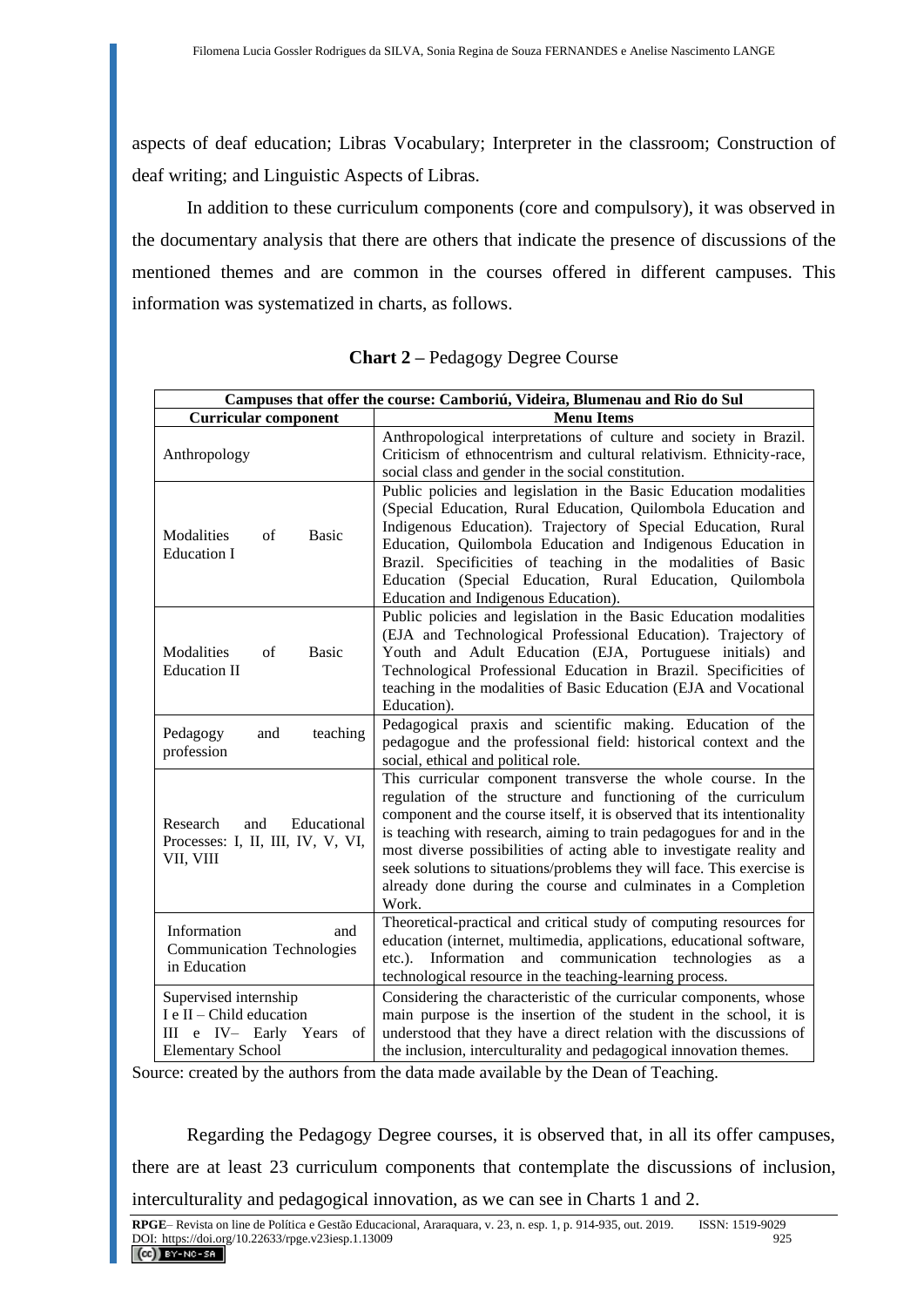aspects of deaf education; Libras Vocabulary; Interpreter in the classroom; Construction of deaf writing; and Linguistic Aspects of Libras.

In addition to these curriculum components (core and compulsory), it was observed in the documentary analysis that there are others that indicate the presence of discussions of the mentioned themes and are common in the courses offered in different campuses. This information was systematized in charts, as follows.

**Chart 2 –** Pedagogy Degree Course

| **Campuses that offer the course: Camboriú, Videira, Blumenau and Rio do Sul** | |
|---|---|
| **Curricular component** | **Menu Items** |
| Anthropology | Anthropological interpretations of culture and society in Brazil. Criticism of ethnocentrism and cultural relativism. Ethnicity-race, social class and gender in the social constitution. |
| Modalities of Basic Education I | Public policies and legislation in the Basic Education modalities (Special Education, Rural Education, Quilombola Education and Indigenous Education). Trajectory of Special Education, Rural Education, Quilombola Education and Indigenous Education in Brazil. Specificities of teaching in the modalities of Basic Education (Special Education, Rural Education, Quilombola Education and Indigenous Education). |
| Modalities of Basic Education II | Public policies and legislation in the Basic Education modalities (EJA and Technological Professional Education). Trajectory of Youth and Adult Education (EJA, Portuguese initials) and Technological Professional Education in Brazil. Specificities of teaching in the modalities of Basic Education (EJA and Vocational Education). |
| Pedagogy and teaching profession | Pedagogical praxis and scientific making. Education of the pedagogue and the professional field: historical context and the social, ethical and political role. |
| Research and Educational Processes: I, II, III, IV, V, VI, VII, VIII | This curricular component transverse the whole course. In the regulation of the structure and functioning of the curriculum component and the course itself, it is observed that its intentionality is teaching with research, aiming to train pedagogues for and in the most diverse possibilities of acting able to investigate reality and seek solutions to situations/problems they will face. This exercise is already done during the course and culminates in a Completion Work. |
| Information and Communication Technologies in Education | Theoretical-practical and critical study of computing resources for education (internet, multimedia, applications, educational software, etc.). Information and communication technologies as a technological resource in the teaching-learning process. |
| Supervised internship I e II – Child education III e IV– Early Years of Elementary School | Considering the characteristic of the curricular components, whose main purpose is the insertion of the student in the school, it is understood that they have a direct relation with the discussions of the inclusion, interculturality and pedagogical innovation themes. |

Source: created by the authors from the data made available by the Dean of Teaching.

Regarding the Pedagogy Degree courses, it is observed that, in all its offer campuses, there are at least 23 curriculum components that contemplate the discussions of inclusion, interculturality and pedagogical innovation, as we can see in Charts 1 and 2.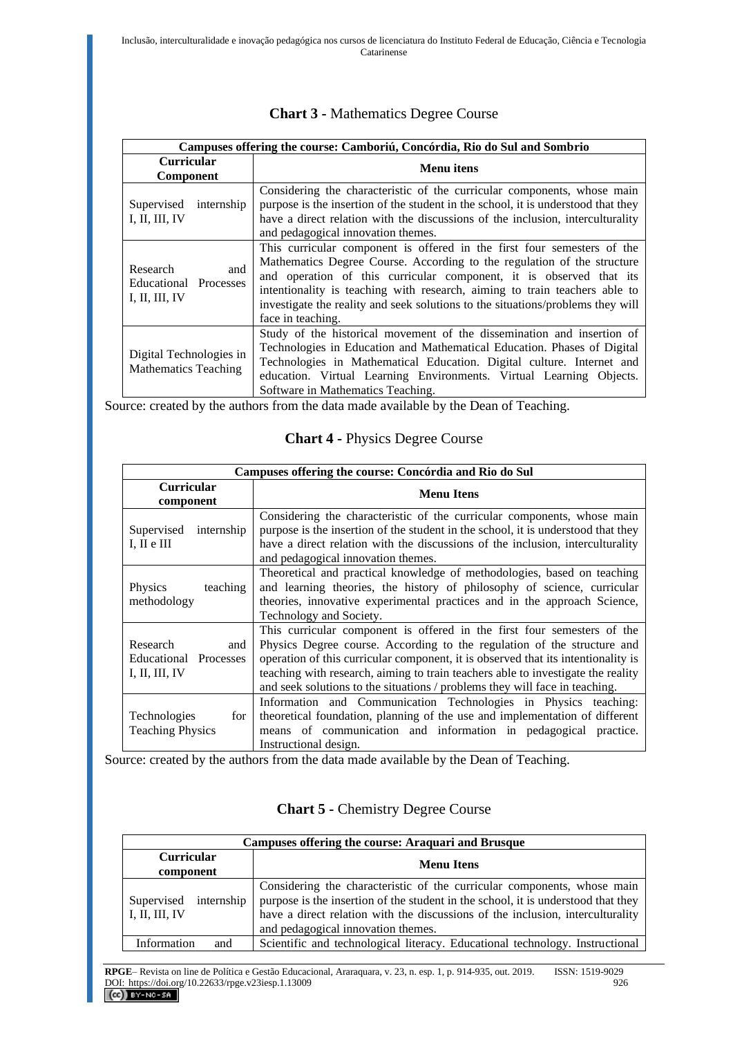**Chart 3 -** Mathematics Degree Course

| Campuses offering the course: Camboriú, Concórdia, Rio do Sul and Sombrio | |
|---|---|
| **Curricular Component** | **Menu itens** |
| Supervised internship I, II, III, IV | Considering the characteristic of the curricular components, whose main purpose is the insertion of the student in the school, it is understood that they have a direct relation with the discussions of the inclusion, interculturality and pedagogical innovation themes. |
| Research and Educational Processes I, II, III, IV | This curricular component is offered in the first four semesters of the Mathematics Degree Course. According to the regulation of the structure and operation of this curricular component, it is observed that its intentionality is teaching with research, aiming to train teachers able to investigate the reality and seek solutions to the situations/problems they will face in teaching. |
| Digital Technologies in Mathematics Teaching | Study of the historical movement of the dissemination and insertion of Technologies in Education and Mathematical Education. Phases of Digital Technologies in Mathematical Education. Digital culture. Internet and education. Virtual Learning Environments. Virtual Learning Objects. Software in Mathematics Teaching. |

Source: created by the authors from the data made available by the Dean of Teaching.

**Chart 4 -** Physics Degree Course

| Campuses offering the course: Concórdia and Rio do Sul | |
|---|---|
| **Curricular component** | **Menu Itens** |
| Supervised internship I, II e III | Considering the characteristic of the curricular components, whose main purpose is the insertion of the student in the school, it is understood that they have a direct relation with the discussions of the inclusion, interculturality and pedagogical innovation themes. |
| Physics teaching methodology | Theoretical and practical knowledge of methodologies, based on teaching and learning theories, the history of philosophy of science, curricular theories, innovative experimental practices and in the approach Science, Technology and Society. |
| Research and Educational Processes I, II, III, IV | This curricular component is offered in the first four semesters of the Physics Degree course. According to the regulation of the structure and operation of this curricular component, it is observed that its intentionality is teaching with research, aiming to train teachers able to investigate the reality and seek solutions to the situations / problems they will face in teaching. |
| Technologies for Teaching Physics | Information and Communication Technologies in Physics teaching: theoretical foundation, planning of the use and implementation of different means of communication and information in pedagogical practice. Instructional design. |

Source: created by the authors from the data made available by the Dean of Teaching.

**Chart 5 -** Chemistry Degree Course

| Campuses offering the course: Araquari and Brusque | |
|---|---|
| **Curricular component** | **Menu Itens** |
| Supervised internship I, II, III, IV | Considering the characteristic of the curricular components, whose main purpose is the insertion of the student in the school, it is understood that they have a direct relation with the discussions of the inclusion, interculturality and pedagogical innovation themes. |
| Information and | Scientific and technological literacy. Educational technology. Instructional |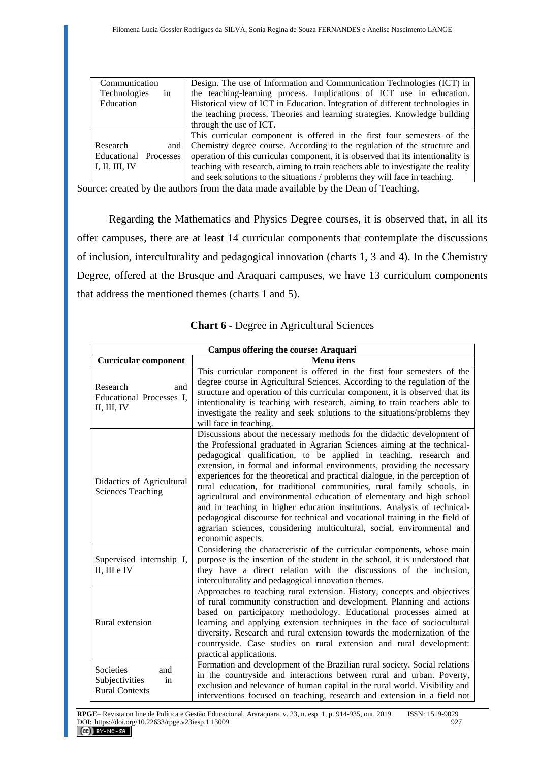| | |
|---|---|
| Communication Technologies in Education | Design. The use of Information and Communication Technologies (ICT) in the teaching-learning process. Implications of ICT use in education. Historical view of ICT in Education. Integration of different technologies in the teaching process. Theories and learning strategies. Knowledge building through the use of ICT. |
| Research and Educational Processes I, II, III, IV | This curricular component is offered in the first four semesters of the Chemistry degree course. According to the regulation of the structure and operation of this curricular component, it is observed that its intentionality is teaching with research, aiming to train teachers able to investigate the reality and seek solutions to the situations / problems they will face in teaching. |

Source: created by the authors from the data made available by the Dean of Teaching.

Regarding the Mathematics and Physics Degree courses, it is observed that, in all its offer campuses, there are at least 14 curricular components that contemplate the discussions of inclusion, interculturality and pedagogical innovation (charts 1, 3 and 4). In the Chemistry Degree, offered at the Brusque and Araquari campuses, we have 13 curriculum components that address the mentioned themes (charts 1 and 5).

**Chart 6 -** Degree in Agricultural Sciences

| **Campus offering the course: Araquari** | |
|---|---|
| **Curricular component** | **Menu itens** |
| Research and Educational Processes I, II, III, IV | This curricular component is offered in the first four semesters of the degree course in Agricultural Sciences. According to the regulation of the structure and operation of this curricular component, it is observed that its intentionality is teaching with research, aiming to train teachers able to investigate the reality and seek solutions to the situations/problems they will face in teaching. |
| Didactics of Agricultural Sciences Teaching | Discussions about the necessary methods for the didactic development of the Professional graduated in Agrarian Sciences aiming at the technical-pedagogical qualification, to be applied in teaching, research and extension, in formal and informal environments, providing the necessary experiences for the theoretical and practical dialogue, in the perception of rural education, for traditional communities, rural family schools, in agricultural and environmental education of elementary and high school and in teaching in higher education institutions. Analysis of technical-pedagogical discourse for technical and vocational training in the field of agrarian sciences, considering multicultural, social, environmental and economic aspects. |
| Supervised internship I, II, III e IV | Considering the characteristic of the curricular components, whose main purpose is the insertion of the student in the school, it is understood that they have a direct relation with the discussions of the inclusion, interculturality and pedagogical innovation themes. |
| Rural extension | Approaches to teaching rural extension. History, concepts and objectives of rural community construction and development. Planning and actions based on participatory methodology. Educational processes aimed at learning and applying extension techniques in the face of sociocultural diversity. Research and rural extension towards the modernization of the countryside. Case studies on rural extension and rural development: practical applications. |
| Societies and Subjectivities in Rural Contexts | Formation and development of the Brazilian rural society. Social relations in the countryside and interactions between rural and urban. Poverty, exclusion and relevance of human capital in the rural world. Visibility and interventions focused on teaching, research and extension in a field not |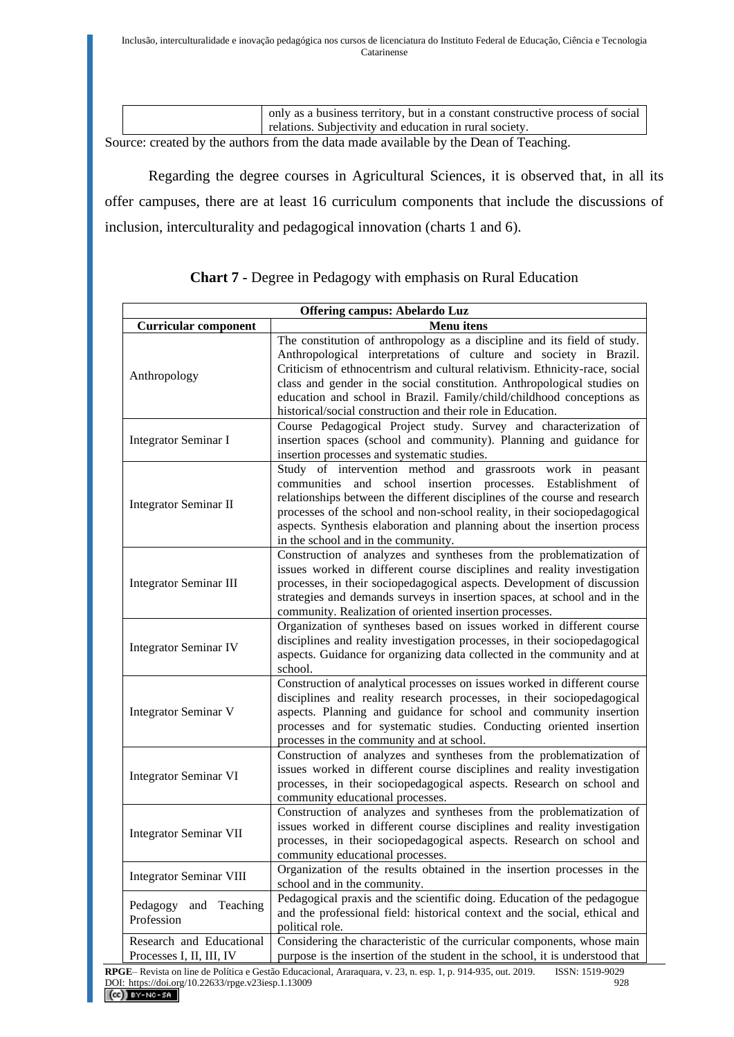| | only as a business territory, but in a constant constructive process of social relations. Subjectivity and education in rural society. |
|---|---|

Source: created by the authors from the data made available by the Dean of Teaching.

Regarding the degree courses in Agricultural Sciences, it is observed that, in all its offer campuses, there are at least 16 curriculum components that include the discussions of inclusion, interculturality and pedagogical innovation (charts 1 and 6).

**Chart 7 -** Degree in Pedagogy with emphasis on Rural Education

| **Offering campus: Abelardo Luz** | |
|---|---|
| **Curricular component** | **Menu itens** |
| Anthropology | The constitution of anthropology as a discipline and its field of study. Anthropological interpretations of culture and society in Brazil. Criticism of ethnocentrism and cultural relativism. Ethnicity-race, social class and gender in the social constitution. Anthropological studies on education and school in Brazil. Family/child/childhood conceptions as historical/social construction and their role in Education. |
| Integrator Seminar I | Course Pedagogical Project study. Survey and characterization of insertion spaces (school and community). Planning and guidance for insertion processes and systematic studies. |
| Integrator Seminar II | Study of intervention method and grassroots work in peasant communities and school insertion processes. Establishment of relationships between the different disciplines of the course and research processes of the school and non-school reality, in their sociopedagogical aspects. Synthesis elaboration and planning about the insertion process in the school and in the community. |
| Integrator Seminar III | Construction of analyzes and syntheses from the problematization of issues worked in different course disciplines and reality investigation processes, in their sociopedagogical aspects. Development of discussion strategies and demands surveys in insertion spaces, at school and in the community. Realization of oriented insertion processes. |
| Integrator Seminar IV | Organization of syntheses based on issues worked in different course disciplines and reality investigation processes, in their sociopedagogical aspects. Guidance for organizing data collected in the community and at school. |
| Integrator Seminar V | Construction of analytical processes on issues worked in different course disciplines and reality research processes, in their sociopedagogical aspects. Planning and guidance for school and community insertion processes and for systematic studies. Conducting oriented insertion processes in the community and at school. |
| Integrator Seminar VI | Construction of analyzes and syntheses from the problematization of issues worked in different course disciplines and reality investigation processes, in their sociopedagogical aspects. Research on school and community educational processes. |
| Integrator Seminar VII | Construction of analyzes and syntheses from the problematization of issues worked in different course disciplines and reality investigation processes, in their sociopedagogical aspects. Research on school and community educational processes. |
| Integrator Seminar VIII | Organization of the results obtained in the insertion processes in the school and in the community. |
| Pedagogy and Teaching Profession | Pedagogical praxis and the scientific doing. Education of the pedagogue and the professional field: historical context and the social, ethical and political role. |
| Research and Educational Processes I, II, III, IV | Considering the characteristic of the curricular components, whose main purpose is the insertion of the student in the school, it is understood that |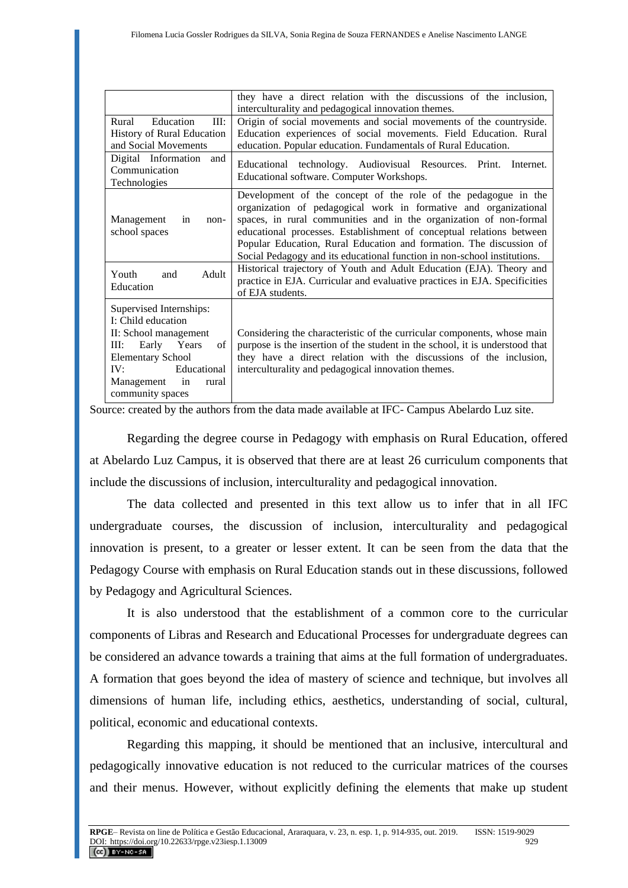| | |
|---|---|
| | they have a direct relation with the discussions of the inclusion, interculturality and pedagogical innovation themes. |
| Rural Education III: History of Rural Education and Social Movements | Origin of social movements and social movements of the countryside. Education experiences of social movements. Field Education. Rural education. Popular education. Fundamentals of Rural Education. |
| Digital Information and Communication Technologies | Educational technology. Audiovisual Resources. Print. Internet. Educational software. Computer Workshops. |
| Management in non-school spaces | Development of the concept of the role of the pedagogue in the organization of pedagogical work in formative and organizational spaces, in rural communities and in the organization of non-formal educational processes. Establishment of conceptual relations between Popular Education, Rural Education and formation. The discussion of Social Pedagogy and its educational function in non-school institutions. |
| Youth and Adult Education | Historical trajectory of Youth and Adult Education (EJA). Theory and practice in EJA. Curricular and evaluative practices in EJA. Specificities of EJA students. |
| Supervised Internships: I: Child education II: School management III: Early Years of Elementary School IV: Educational Management in rural community spaces | Considering the characteristic of the curricular components, whose main purpose is the insertion of the student in the school, it is understood that they have a direct relation with the discussions of the inclusion, interculturality and pedagogical innovation themes. |

Source: created by the authors from the data made available at IFC- Campus Abelardo Luz site.

Regarding the degree course in Pedagogy with emphasis on Rural Education, offered at Abelardo Luz Campus, it is observed that there are at least 26 curriculum components that include the discussions of inclusion, interculturality and pedagogical innovation.

The data collected and presented in this text allow us to infer that in all IFC undergraduate courses, the discussion of inclusion, interculturality and pedagogical innovation is present, to a greater or lesser extent. It can be seen from the data that the Pedagogy Course with emphasis on Rural Education stands out in these discussions, followed by Pedagogy and Agricultural Sciences.

It is also understood that the establishment of a common core to the curricular components of Libras and Research and Educational Processes for undergraduate degrees can be considered an advance towards a training that aims at the full formation of undergraduates. A formation that goes beyond the idea of mastery of science and technique, but involves all dimensions of human life, including ethics, aesthetics, understanding of social, cultural, political, economic and educational contexts.

Regarding this mapping, it should be mentioned that an inclusive, intercultural and pedagogically innovative education is not reduced to the curricular matrices of the courses and their menus. However, without explicitly defining the elements that make up student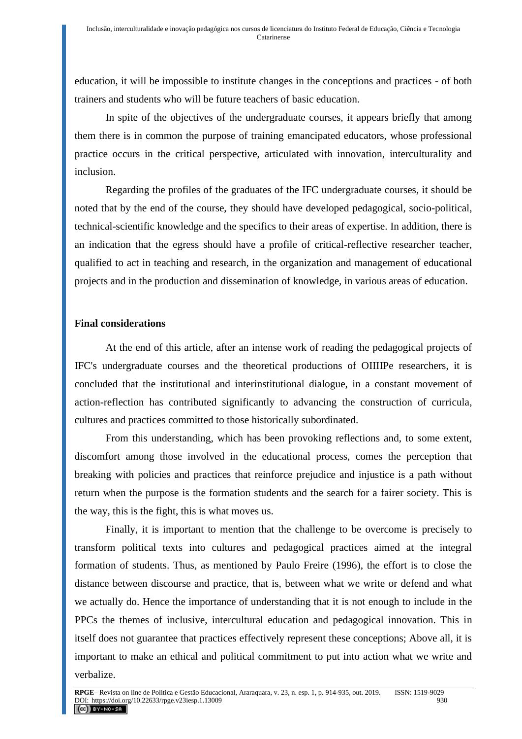education, it will be impossible to institute changes in the conceptions and practices - of both trainers and students who will be future teachers of basic education.

In spite of the objectives of the undergraduate courses, it appears briefly that among them there is in common the purpose of training emancipated educators, whose professional practice occurs in the critical perspective, articulated with innovation, interculturality and inclusion.

Regarding the profiles of the graduates of the IFC undergraduate courses, it should be noted that by the end of the course, they should have developed pedagogical, socio-political, technical-scientific knowledge and the specifics to their areas of expertise. In addition, there is an indication that the egress should have a profile of critical-reflective researcher teacher, qualified to act in teaching and research, in the organization and management of educational projects and in the production and dissemination of knowledge, in various areas of education.

## Final considerations

At the end of this article, after an intense work of reading the pedagogical projects of IFC's undergraduate courses and the theoretical productions of OIIIIPe researchers, it is concluded that the institutional and interinstitutional dialogue, in a constant movement of action-reflection has contributed significantly to advancing the construction of curricula, cultures and practices committed to those historically subordinated.

From this understanding, which has been provoking reflections and, to some extent, discomfort among those involved in the educational process, comes the perception that breaking with policies and practices that reinforce prejudice and injustice is a path without return when the purpose is the formation students and the search for a fairer society. This is the way, this is the fight, this is what moves us.

Finally, it is important to mention that the challenge to be overcome is precisely to transform political texts into cultures and pedagogical practices aimed at the integral formation of students. Thus, as mentioned by Paulo Freire (1996), the effort is to close the distance between discourse and practice, that is, between what we write or defend and what we actually do. Hence the importance of understanding that it is not enough to include in the PPCs the themes of inclusive, intercultural education and pedagogical innovation. This in itself does not guarantee that practices effectively represent these conceptions; Above all, it is important to make an ethical and political commitment to put into action what we write and verbalize.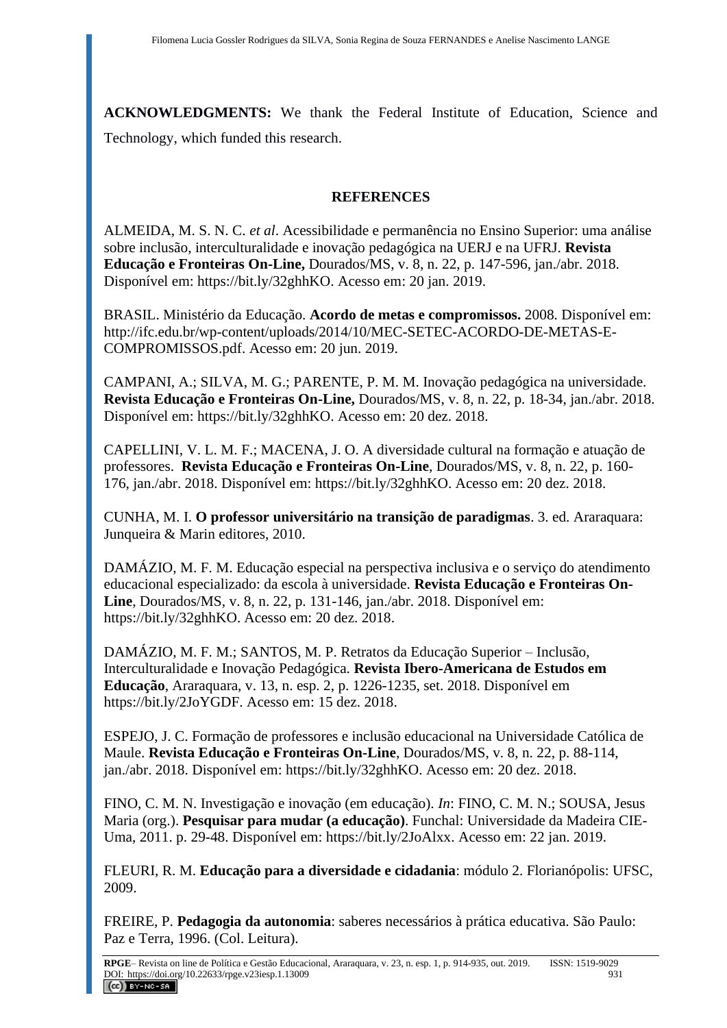**ACKNOWLEDGMENTS:** We thank the Federal Institute of Education, Science and Technology, which funded this research.

## REFERENCES

ALMEIDA, M. S. N. C. *et al*. Acessibilidade e permanência no Ensino Superior: uma análise sobre inclusão, interculturalidade e inovação pedagógica na UERJ e na UFRJ. **Revista Educação e Fronteiras On-Line,** Dourados/MS, v. 8, n. 22, p. 147-596, jan./abr. 2018. Disponível em: https://bit.ly/32ghhKO. Acesso em: 20 jan. 2019.

BRASIL. Ministério da Educação. **Acordo de metas e compromissos.** 2008. Disponível em: http://ifc.edu.br/wp-content/uploads/2014/10/MEC-SETEC-ACORDO-DE-METAS-E-COMPROMISSOS.pdf. Acesso em: 20 jun. 2019.

CAMPANI, A.; SILVA, M. G.; PARENTE, P. M. M. Inovação pedagógica na universidade. **Revista Educação e Fronteiras On-Line,** Dourados/MS, v. 8, n. 22, p. 18-34, jan./abr. 2018. Disponível em: https://bit.ly/32ghhKO. Acesso em: 20 dez. 2018.

CAPELLINI, V. L. M. F.; MACENA, J. O. A diversidade cultural na formação e atuação de professores. **Revista Educação e Fronteiras On-Line**, Dourados/MS, v. 8, n. 22, p. 160-176, jan./abr. 2018. Disponível em: https://bit.ly/32ghhKO. Acesso em: 20 dez. 2018.

CUNHA, M. I. **O professor universitário na transição de paradigmas**. 3. ed. Araraquara: Junqueira & Marin editores, 2010.

DAMÁZIO, M. F. M. Educação especial na perspectiva inclusiva e o serviço do atendimento educacional especializado: da escola à universidade. **Revista Educação e Fronteiras On-Line**, Dourados/MS, v. 8, n. 22, p. 131-146, jan./abr. 2018. Disponível em: https://bit.ly/32ghhKO. Acesso em: 20 dez. 2018.

DAMÁZIO, M. F. M.; SANTOS, M. P. Retratos da Educação Superior – Inclusão, Interculturalidade e Inovação Pedagógica. **Revista Ibero-Americana de Estudos em Educação**, Araraquara, v. 13, n. esp. 2, p. 1226-1235, set. 2018. Disponível em https://bit.ly/2JoYGDF. Acesso em: 15 dez. 2018.

ESPEJO, J. C. Formação de professores e inclusão educacional na Universidade Católica de Maule. **Revista Educação e Fronteiras On-Line**, Dourados/MS, v. 8, n. 22, p. 88-114, jan./abr. 2018. Disponível em: https://bit.ly/32ghhKO. Acesso em: 20 dez. 2018.

FINO, C. M. N. Investigação e inovação (em educação). *In*: FINO, C. M. N.; SOUSA, Jesus Maria (org.). **Pesquisar para mudar (a educação)**. Funchal: Universidade da Madeira CIE-Uma, 2011. p. 29-48. Disponível em: https://bit.ly/2JoAlxx. Acesso em: 22 jan. 2019.

FLEURI, R. M. **Educação para a diversidade e cidadania**: módulo 2. Florianópolis: UFSC, 2009.

FREIRE, P. **Pedagogia da autonomia**: saberes necessários à prática educativa. São Paulo: Paz e Terra, 1996. (Col. Leitura).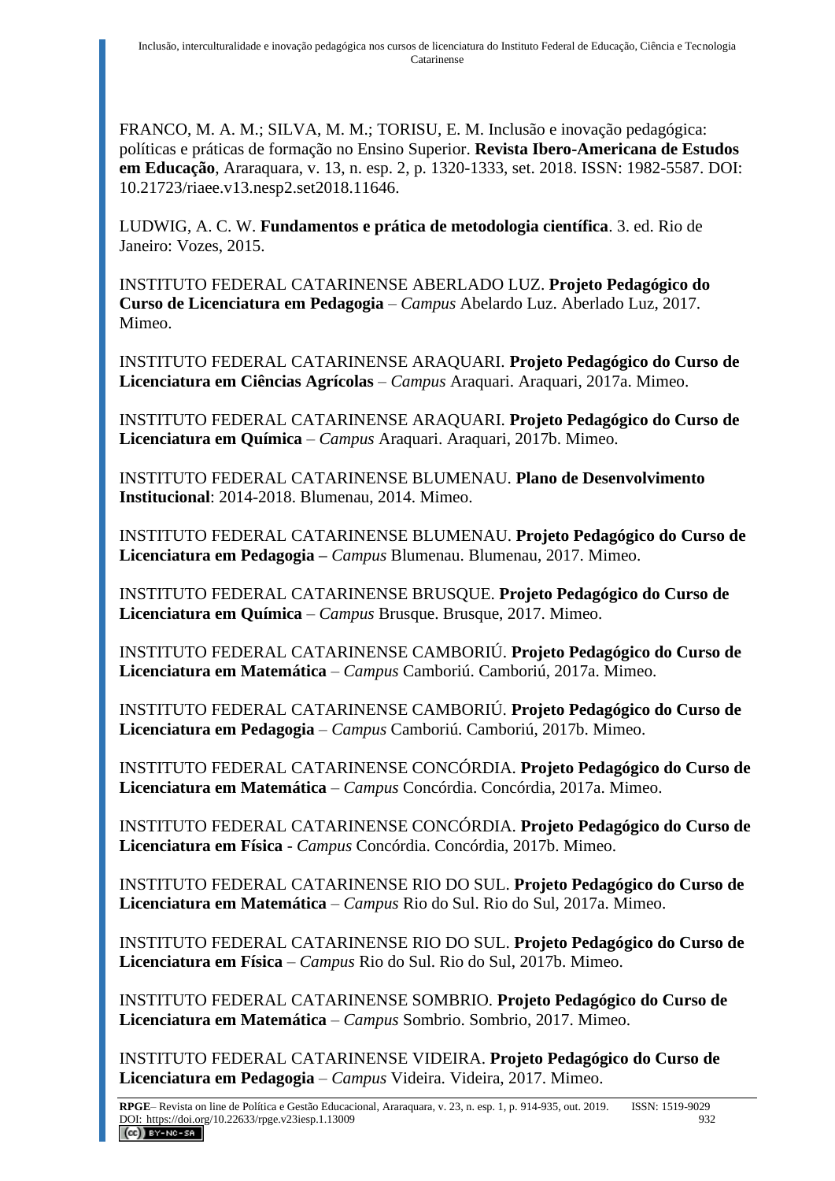FRANCO, M. A. M.; SILVA, M. M.; TORISU, E. M. Inclusão e inovação pedagógica: políticas e práticas de formação no Ensino Superior. **Revista Ibero-Americana de Estudos em Educação**, Araraquara, v. 13, n. esp. 2, p. 1320-1333, set. 2018. ISSN: 1982-5587. DOI: 10.21723/riaee.v13.nesp2.set2018.11646.

LUDWIG, A. C. W. **Fundamentos e prática de metodologia científica**. 3. ed. Rio de Janeiro: Vozes, 2015.

INSTITUTO FEDERAL CATARINENSE ABERLADO LUZ. **Projeto Pedagógico do Curso de Licenciatura em Pedagogia** – *Campus* Abelardo Luz. Aberlado Luz, 2017. Mimeo.

INSTITUTO FEDERAL CATARINENSE ARAQUARI. **Projeto Pedagógico do Curso de Licenciatura em Ciências Agrícolas** – *Campus* Araquari. Araquari, 2017a. Mimeo.

INSTITUTO FEDERAL CATARINENSE ARAQUARI. **Projeto Pedagógico do Curso de Licenciatura em Química** – *Campus* Araquari. Araquari, 2017b. Mimeo.

INSTITUTO FEDERAL CATARINENSE BLUMENAU. **Plano de Desenvolvimento Institucional**: 2014-2018. Blumenau, 2014. Mimeo.

INSTITUTO FEDERAL CATARINENSE BLUMENAU. **Projeto Pedagógico do Curso de Licenciatura em Pedagogia –** *Campus* Blumenau. Blumenau, 2017. Mimeo.

INSTITUTO FEDERAL CATARINENSE BRUSQUE. **Projeto Pedagógico do Curso de Licenciatura em Química** – *Campus* Brusque. Brusque, 2017. Mimeo.

INSTITUTO FEDERAL CATARINENSE CAMBORIÚ. **Projeto Pedagógico do Curso de Licenciatura em Matemática** – *Campus* Camboriú. Camboriú, 2017a. Mimeo.

INSTITUTO FEDERAL CATARINENSE CAMBORIÚ. **Projeto Pedagógico do Curso de Licenciatura em Pedagogia** – *Campus* Camboriú. Camboriú, 2017b. Mimeo.

INSTITUTO FEDERAL CATARINENSE CONCÓRDIA. **Projeto Pedagógico do Curso de Licenciatura em Matemática** – *Campus* Concórdia. Concórdia, 2017a. Mimeo.

INSTITUTO FEDERAL CATARINENSE CONCÓRDIA. **Projeto Pedagógico do Curso de Licenciatura em Física** - *Campus* Concórdia. Concórdia, 2017b. Mimeo.

INSTITUTO FEDERAL CATARINENSE RIO DO SUL. **Projeto Pedagógico do Curso de Licenciatura em Matemática** – *Campus* Rio do Sul. Rio do Sul, 2017a. Mimeo.

INSTITUTO FEDERAL CATARINENSE RIO DO SUL. **Projeto Pedagógico do Curso de Licenciatura em Física** – *Campus* Rio do Sul. Rio do Sul, 2017b. Mimeo.

INSTITUTO FEDERAL CATARINENSE SOMBRIO. **Projeto Pedagógico do Curso de Licenciatura em Matemática** – *Campus* Sombrio. Sombrio, 2017. Mimeo.

INSTITUTO FEDERAL CATARINENSE VIDEIRA. **Projeto Pedagógico do Curso de Licenciatura em Pedagogia** – *Campus* Videira. Videira, 2017. Mimeo.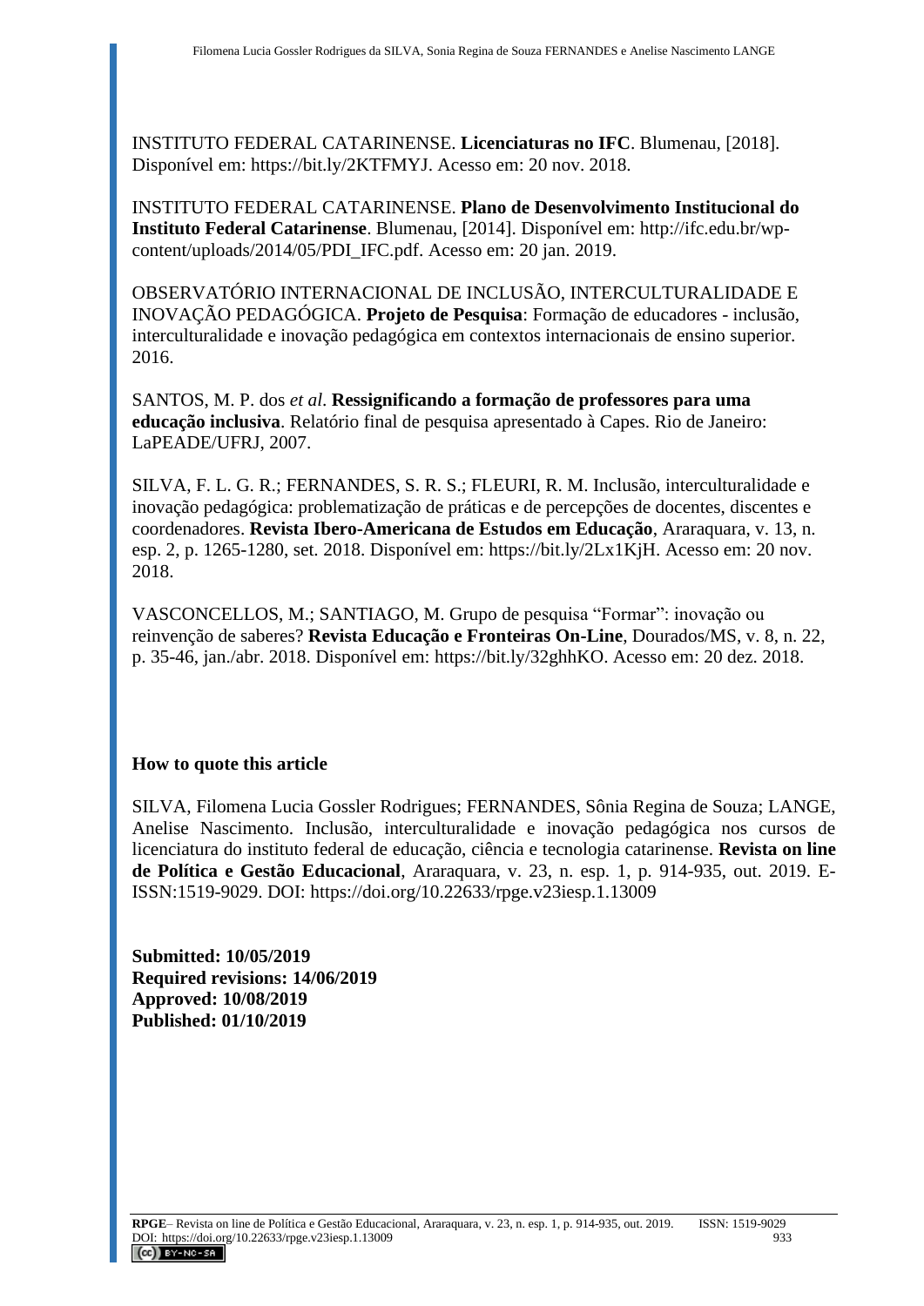INSTITUTO FEDERAL CATARINENSE. **Licenciaturas no IFC**. Blumenau, [2018]. Disponível em: https://bit.ly/2KTFMYJ. Acesso em: 20 nov. 2018.

INSTITUTO FEDERAL CATARINENSE. **Plano de Desenvolvimento Institucional do Instituto Federal Catarinense**. Blumenau, [2014]. Disponível em: http://ifc.edu.br/wp-content/uploads/2014/05/PDI_IFC.pdf. Acesso em: 20 jan. 2019.

OBSERVATÓRIO INTERNACIONAL DE INCLUSÃO, INTERCULTURALIDADE E INOVAÇÃO PEDAGÓGICA. **Projeto de Pesquisa**: Formação de educadores - inclusão, interculturalidade e inovação pedagógica em contextos internacionais de ensino superior. 2016.

SANTOS, M. P. dos *et al*. **Ressignificando a formação de professores para uma educação inclusiva**. Relatório final de pesquisa apresentado à Capes. Rio de Janeiro: LaPEADE/UFRJ, 2007.

SILVA, F. L. G. R.; FERNANDES, S. R. S.; FLEURI, R. M. Inclusão, interculturalidade e inovação pedagógica: problematização de práticas e de percepções de docentes, discentes e coordenadores. **Revista Ibero-Americana de Estudos em Educação**, Araraquara, v. 13, n. esp. 2, p. 1265-1280, set. 2018. Disponível em: https://bit.ly/2Lx1KjH. Acesso em: 20 nov. 2018.

VASCONCELLOS, M.; SANTIAGO, M. Grupo de pesquisa "Formar": inovação ou reinvenção de saberes? **Revista Educação e Fronteiras On-Line**, Dourados/MS, v. 8, n. 22, p. 35-46, jan./abr. 2018. Disponível em: https://bit.ly/32ghhKO. Acesso em: 20 dez. 2018.

### How to quote this article

SILVA, Filomena Lucia Gossler Rodrigues; FERNANDES, Sônia Regina de Souza; LANGE, Anelise Nascimento. Inclusão, interculturalidade e inovação pedagógica nos cursos de licenciatura do instituto federal de educação, ciência e tecnologia catarinense. **Revista on line de Política e Gestão Educacional**, Araraquara, v. 23, n. esp. 1, p. 914-935, out. 2019. E-ISSN:1519-9029. DOI: https://doi.org/10.22633/rpge.v23iesp.1.13009

**Submitted: 10/05/2019**
**Required revisions: 14/06/2019**
**Approved: 10/08/2019**
**Published: 01/10/2019**